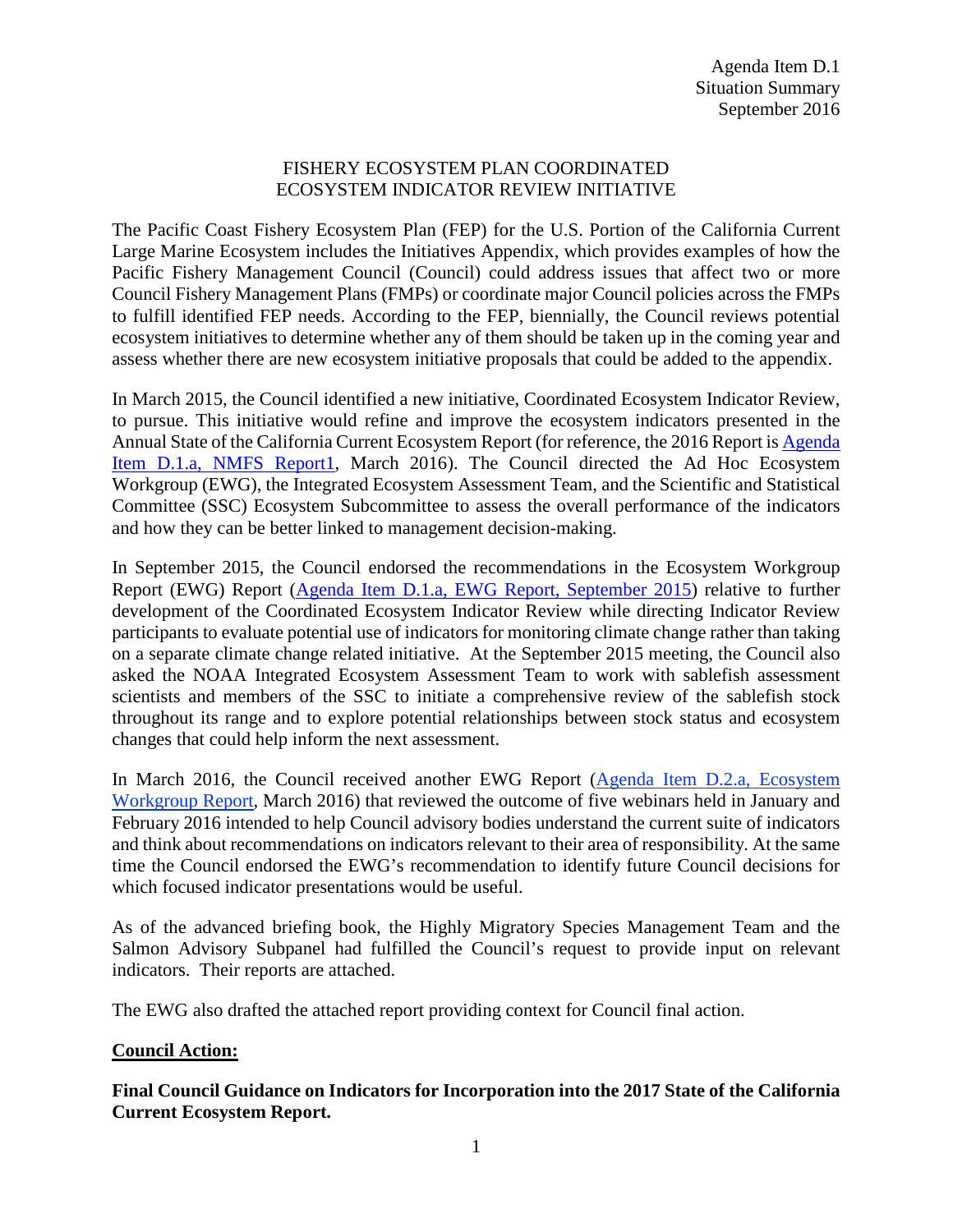Agenda Item D.1
Situation Summary
September 2016

# FISHERY ECOSYSTEM PLAN COORDINATED ECOSYSTEM INDICATOR REVIEW INITIATIVE

The Pacific Coast Fishery Ecosystem Plan (FEP) for the U.S. Portion of the California Current Large Marine Ecosystem includes the Initiatives Appendix, which provides examples of how the Pacific Fishery Management Council (Council) could address issues that affect two or more Council Fishery Management Plans (FMPs) or coordinate major Council policies across the FMPs to fulfill identified FEP needs. According to the FEP, biennially, the Council reviews potential ecosystem initiatives to determine whether any of them should be taken up in the coming year and assess whether there are new ecosystem initiative proposals that could be added to the appendix.

In March 2015, the Council identified a new initiative, Coordinated Ecosystem Indicator Review, to pursue. This initiative would refine and improve the ecosystem indicators presented in the Annual State of the California Current Ecosystem Report (for reference, the 2016 Report is Agenda Item D.1.a, NMFS Report1, March 2016). The Council directed the Ad Hoc Ecosystem Workgroup (EWG), the Integrated Ecosystem Assessment Team, and the Scientific and Statistical Committee (SSC) Ecosystem Subcommittee to assess the overall performance of the indicators and how they can be better linked to management decision-making.

In September 2015, the Council endorsed the recommendations in the Ecosystem Workgroup Report (EWG) Report (Agenda Item D.1.a, EWG Report, September 2015) relative to further development of the Coordinated Ecosystem Indicator Review while directing Indicator Review participants to evaluate potential use of indicators for monitoring climate change rather than taking on a separate climate change related initiative. At the September 2015 meeting, the Council also asked the NOAA Integrated Ecosystem Assessment Team to work with sablefish assessment scientists and members of the SSC to initiate a comprehensive review of the sablefish stock throughout its range and to explore potential relationships between stock status and ecosystem changes that could help inform the next assessment.

In March 2016, the Council received another EWG Report (Agenda Item D.2.a, Ecosystem Workgroup Report, March 2016) that reviewed the outcome of five webinars held in January and February 2016 intended to help Council advisory bodies understand the current suite of indicators and think about recommendations on indicators relevant to their area of responsibility. At the same time the Council endorsed the EWG's recommendation to identify future Council decisions for which focused indicator presentations would be useful.

As of the advanced briefing book, the Highly Migratory Species Management Team and the Salmon Advisory Subpanel had fulfilled the Council's request to provide input on relevant indicators. Their reports are attached.

The EWG also drafted the attached report providing context for Council final action.

**Council Action:**

**Final Council Guidance on Indicators for Incorporation into the 2017 State of the California Current Ecosystem Report.**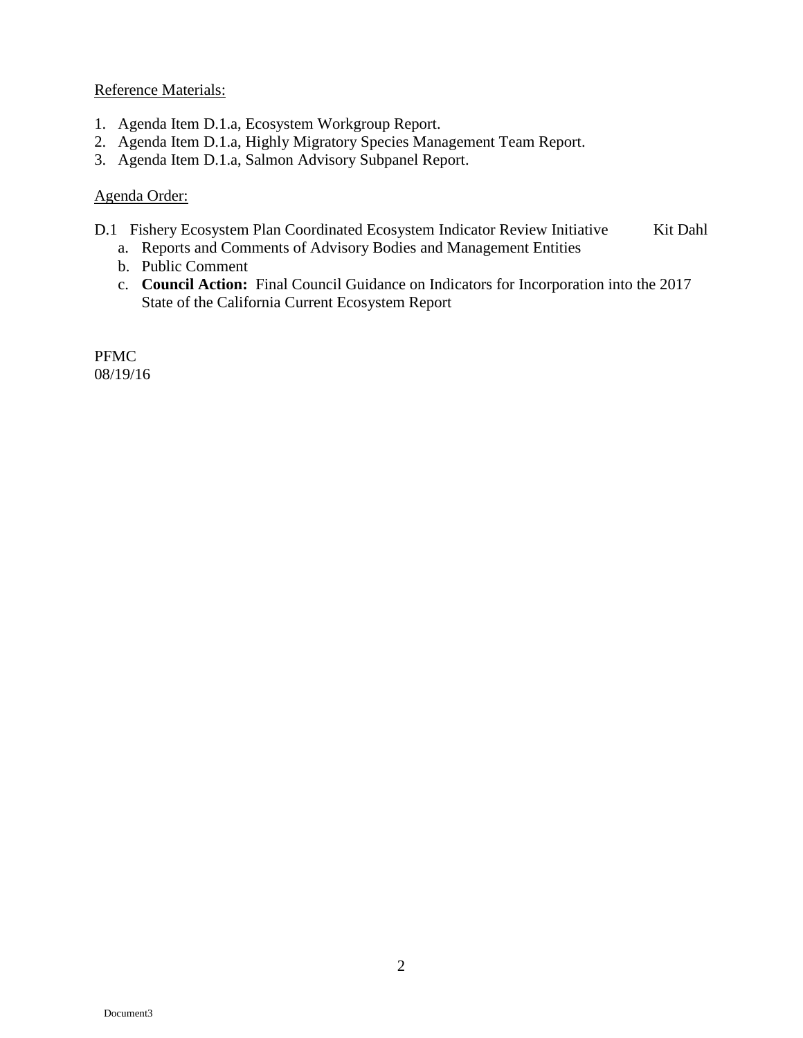Reference Materials:

1. Agenda Item D.1.a, Ecosystem Workgroup Report.
2. Agenda Item D.1.a, Highly Migratory Species Management Team Report.
3. Agenda Item D.1.a, Salmon Advisory Subpanel Report.

Agenda Order:

D.1 Fishery Ecosystem Plan Coordinated Ecosystem Indicator Review Initiative Kit Dahl

a. Reports and Comments of Advisory Bodies and Management Entities
b. Public Comment
c. **Council Action:** Final Council Guidance on Indicators for Incorporation into the 2017 State of the California Current Ecosystem Report

PFMC
08/19/16